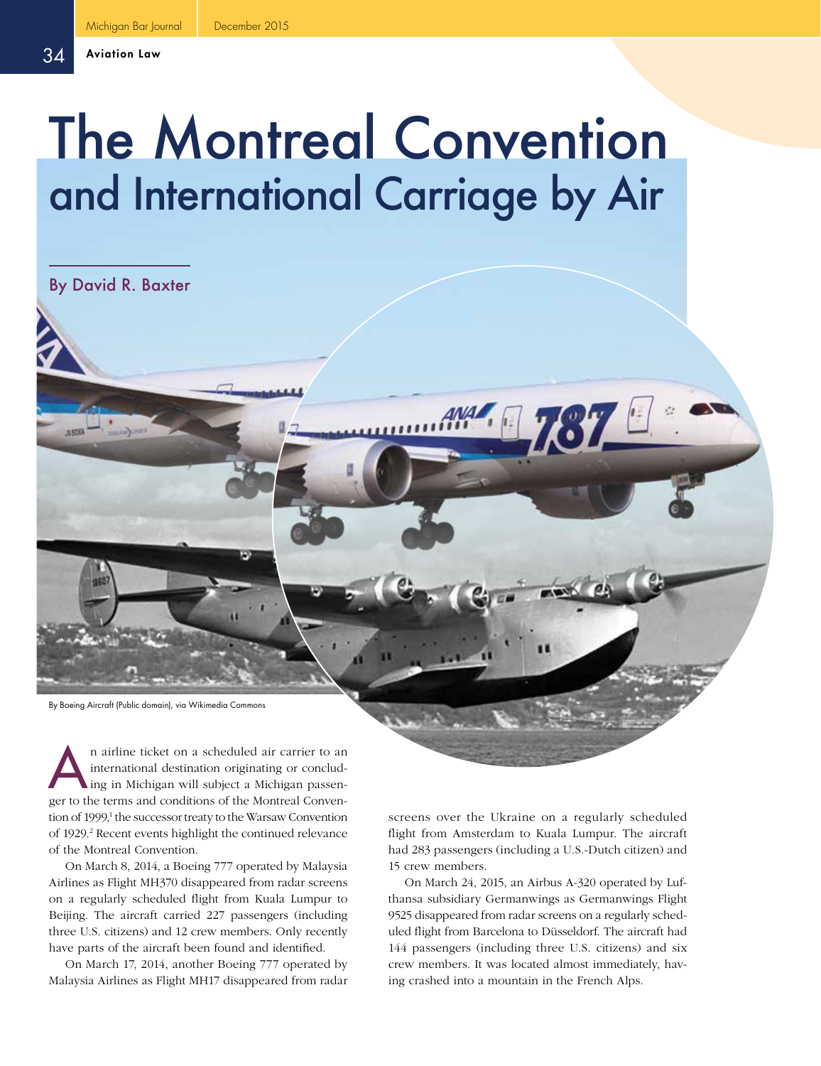# The Montreal Convention and International Carriage by Air

By David R. Baxter

By Boeing Aircraft (Public domain), via Wikimedia Commons

An airline ticket on a scheduled air carrier to an international destination originating or concluding in Michigan will subject a Michigan passenger to the terms and conditions of the Montreal Convention of 1999,[1] the successor treaty to the Warsaw Convention of 1929.[2] Recent events highlight the continued relevance of the Montreal Convention.

On March 8, 2014, a Boeing 777 operated by Malaysia Airlines as Flight MH370 disappeared from radar screens on a regularly scheduled flight from Kuala Lumpur to Beijing. The aircraft carried 227 passengers (including three U.S. citizens) and 12 crew members. Only recently have parts of the aircraft been found and identified.

On March 17, 2014, another Boeing 777 operated by Malaysia Airlines as Flight MH17 disappeared from radar screens over the Ukraine on a regularly scheduled flight from Amsterdam to Kuala Lumpur. The aircraft had 283 passengers (including a U.S.-Dutch citizen) and 15 crew members.

On March 24, 2015, an Airbus A-320 operated by Lufthansa subsidiary Germanwings as Germanwings Flight 9525 disappeared from radar screens on a regularly scheduled flight from Barcelona to Düsseldorf. The aircraft had 144 passengers (including three U.S. citizens) and six crew members. It was located almost immediately, having crashed into a mountain in the French Alps.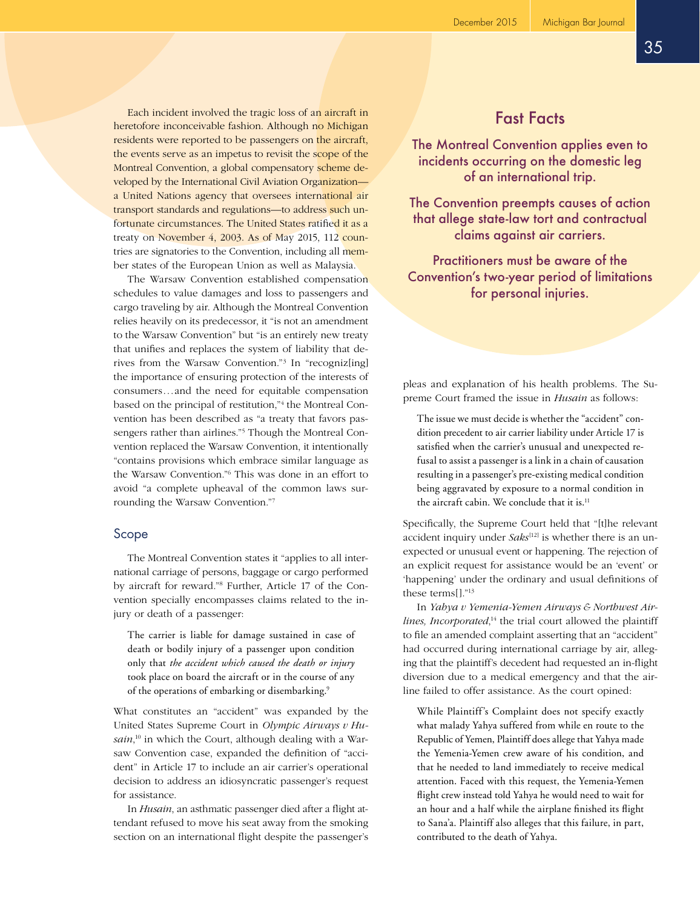Each incident involved the tragic loss of an aircraft in heretofore inconceivable fashion. Although no Michigan residents were reported to be passengers on the aircraft, the events serve as an impetus to revisit the scope of the Montreal Convention, a global compensatory scheme developed by the International Civil Aviation Organization—a United Nations agency that oversees international air transport standards and regulations—to address such unfortunate circumstances. The United States ratified it as a treaty on November 4, 2003. As of May 2015, 112 countries are signatories to the Convention, including all member states of the European Union as well as Malaysia.

The Warsaw Convention established compensation schedules to value damages and loss to passengers and cargo traveling by air. Although the Montreal Convention relies heavily on its predecessor, it "is not an amendment to the Warsaw Convention" but "is an entirely new treaty that unifies and replaces the system of liability that derives from the Warsaw Convention."[3] In "recogniz[ing] the importance of ensuring protection of the interests of consumers…and the need for equitable compensation based on the principal of restitution,"[4] the Montreal Convention has been described as "a treaty that favors passengers rather than airlines."[5] Though the Montreal Convention replaced the Warsaw Convention, it intentionally "contains provisions which embrace similar language as the Warsaw Convention."[6] This was done in an effort to avoid "a complete upheaval of the common laws surrounding the Warsaw Convention."[7]

## Fast Facts

The Montreal Convention applies even to incidents occurring on the domestic leg of an international trip.

The Convention preempts causes of action that allege state-law tort and contractual claims against air carriers.

Practitioners must be aware of the Convention's two-year period of limitations for personal injuries.

## Scope

The Montreal Convention states it "applies to all international carriage of persons, baggage or cargo performed by aircraft for reward."[8] Further, Article 17 of the Convention specially encompasses claims related to the injury or death of a passenger:

> The carrier is liable for damage sustained in case of death or bodily injury of a passenger upon condition only that *the accident which caused the death or injury* took place on board the aircraft or in the course of any of the operations of embarking or disembarking.[9]

What constitutes an "accident" was expanded by the United States Supreme Court in *Olympic Airways v Husain*,[10] in which the Court, although dealing with a Warsaw Convention case, expanded the definition of "accident" in Article 17 to include an air carrier's operational decision to address an idiosyncratic passenger's request for assistance.

In *Husain*, an asthmatic passenger died after a flight attendant refused to move his seat away from the smoking section on an international flight despite the passenger's pleas and explanation of his health problems. The Supreme Court framed the issue in *Husain* as follows:

> The issue we must decide is whether the "accident" condition precedent to air carrier liability under Article 17 is satisfied when the carrier's unusual and unexpected refusal to assist a passenger is a link in a chain of causation resulting in a passenger's pre-existing medical condition being aggravated by exposure to a normal condition in the aircraft cabin. We conclude that it is.[11]

Specifically, the Supreme Court held that "[t]he relevant accident inquiry under *Saks*[12] is whether there is an unexpected or unusual event or happening. The rejection of an explicit request for assistance would be an 'event' or 'happening' under the ordinary and usual definitions of these terms[]."[13]

In *Yahya v Yemenia-Yemen Airways & Northwest Airlines, Incorporated*,[14] the trial court allowed the plaintiff to file an amended complaint asserting that an "accident" had occurred during international carriage by air, alleging that the plaintiff's decedent had requested an in-flight diversion due to a medical emergency and that the airline failed to offer assistance. As the court opined:

> While Plaintiff's Complaint does not specify exactly what malady Yahya suffered from while en route to the Republic of Yemen, Plaintiff does allege that Yahya made the Yemenia-Yemen crew aware of his condition, and that he needed to land immediately to receive medical attention. Faced with this request, the Yemenia-Yemen flight crew instead told Yahya he would need to wait for an hour and a half while the airplane finished its flight to Sana'a. Plaintiff also alleges that this failure, in part, contributed to the death of Yahya.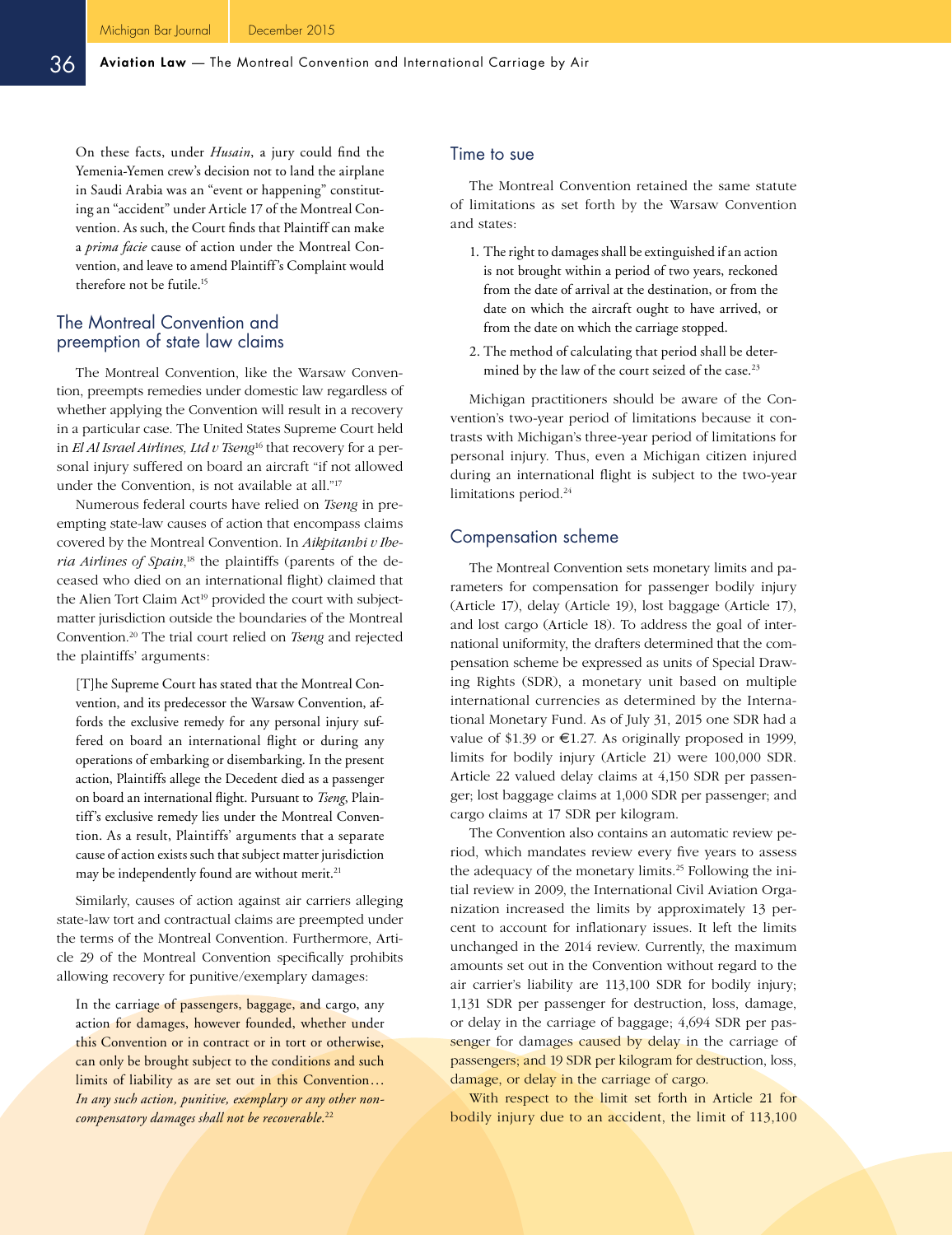On these facts, under *Husain*, a jury could find the Yemenia-Yemen crew's decision not to land the airplane in Saudi Arabia was an "event or happening" constituting an "accident" under Article 17 of the Montreal Convention. As such, the Court finds that Plaintiff can make a *prima facie* cause of action under the Montreal Convention, and leave to amend Plaintiff's Complaint would therefore not be futile.[15]

## The Montreal Convention and preemption of state law claims

The Montreal Convention, like the Warsaw Convention, preempts remedies under domestic law regardless of whether applying the Convention will result in a recovery in a particular case. The United States Supreme Court held in *El Al Israel Airlines, Ltd v Tseng*[16] that recovery for a personal injury suffered on board an aircraft "if not allowed under the Convention, is not available at all."[17]

Numerous federal courts have relied on *Tseng* in preempting state-law causes of action that encompass claims covered by the Montreal Convention. In *Aikpitanhi v Iberia Airlines of Spain*,[18] the plaintiffs (parents of the deceased who died on an international flight) claimed that the Alien Tort Claim Act[19] provided the court with subject-matter jurisdiction outside the boundaries of the Montreal Convention.[20] The trial court relied on *Tseng* and rejected the plaintiffs' arguments:

> [T]he Supreme Court has stated that the Montreal Convention, and its predecessor the Warsaw Convention, affords the exclusive remedy for any personal injury suffered on board an international flight or during any operations of embarking or disembarking. In the present action, Plaintiffs allege the Decedent died as a passenger on board an international flight. Pursuant to *Tseng*, Plaintiff's exclusive remedy lies under the Montreal Convention. As a result, Plaintiffs' arguments that a separate cause of action exists such that subject matter jurisdiction may be independently found are without merit.[21]

Similarly, causes of action against air carriers alleging state-law tort and contractual claims are preempted under the terms of the Montreal Convention. Furthermore, Article 29 of the Montreal Convention specifically prohibits allowing recovery for punitive/exemplary damages:

> In the carriage of passengers, baggage, and cargo, any action for damages, however founded, whether under this Convention or in contract or in tort or otherwise, can only be brought subject to the conditions and such limits of liability as are set out in this Convention… *In any such action, punitive, exemplary or any other non-compensatory damages shall not be recoverable.*[22]

## Time to sue

The Montreal Convention retained the same statute of limitations as set forth by the Warsaw Convention and states:

> 1. The right to damages shall be extinguished if an action is not brought within a period of two years, reckoned from the date of arrival at the destination, or from the date on which the aircraft ought to have arrived, or from the date on which the carriage stopped.
> 2. The method of calculating that period shall be determined by the law of the court seized of the case.[23]

Michigan practitioners should be aware of the Convention's two-year period of limitations because it contrasts with Michigan's three-year period of limitations for personal injury. Thus, even a Michigan citizen injured during an international flight is subject to the two-year limitations period.[24]

## Compensation scheme

The Montreal Convention sets monetary limits and parameters for compensation for passenger bodily injury (Article 17), delay (Article 19), lost baggage (Article 17), and lost cargo (Article 18). To address the goal of international uniformity, the drafters determined that the compensation scheme be expressed as units of Special Drawing Rights (SDR), a monetary unit based on multiple international currencies as determined by the International Monetary Fund. As of July 31, 2015 one SDR had a value of $1.39 or €1.27. As originally proposed in 1999, limits for bodily injury (Article 21) were 100,000 SDR. Article 22 valued delay claims at 4,150 SDR per passenger; lost baggage claims at 1,000 SDR per passenger; and cargo claims at 17 SDR per kilogram.

The Convention also contains an automatic review period, which mandates review every five years to assess the adequacy of the monetary limits.[25] Following the initial review in 2009, the International Civil Aviation Organization increased the limits by approximately 13 percent to account for inflationary issues. It left the limits unchanged in the 2014 review. Currently, the maximum amounts set out in the Convention without regard to the air carrier's liability are 113,100 SDR for bodily injury; 1,131 SDR per passenger for destruction, loss, damage, or delay in the carriage of baggage; 4,694 SDR per passenger for damages caused by delay in the carriage of passengers; and 19 SDR per kilogram for destruction, loss, damage, or delay in the carriage of cargo.

With respect to the limit set forth in Article 21 for bodily injury due to an accident, the limit of 113,100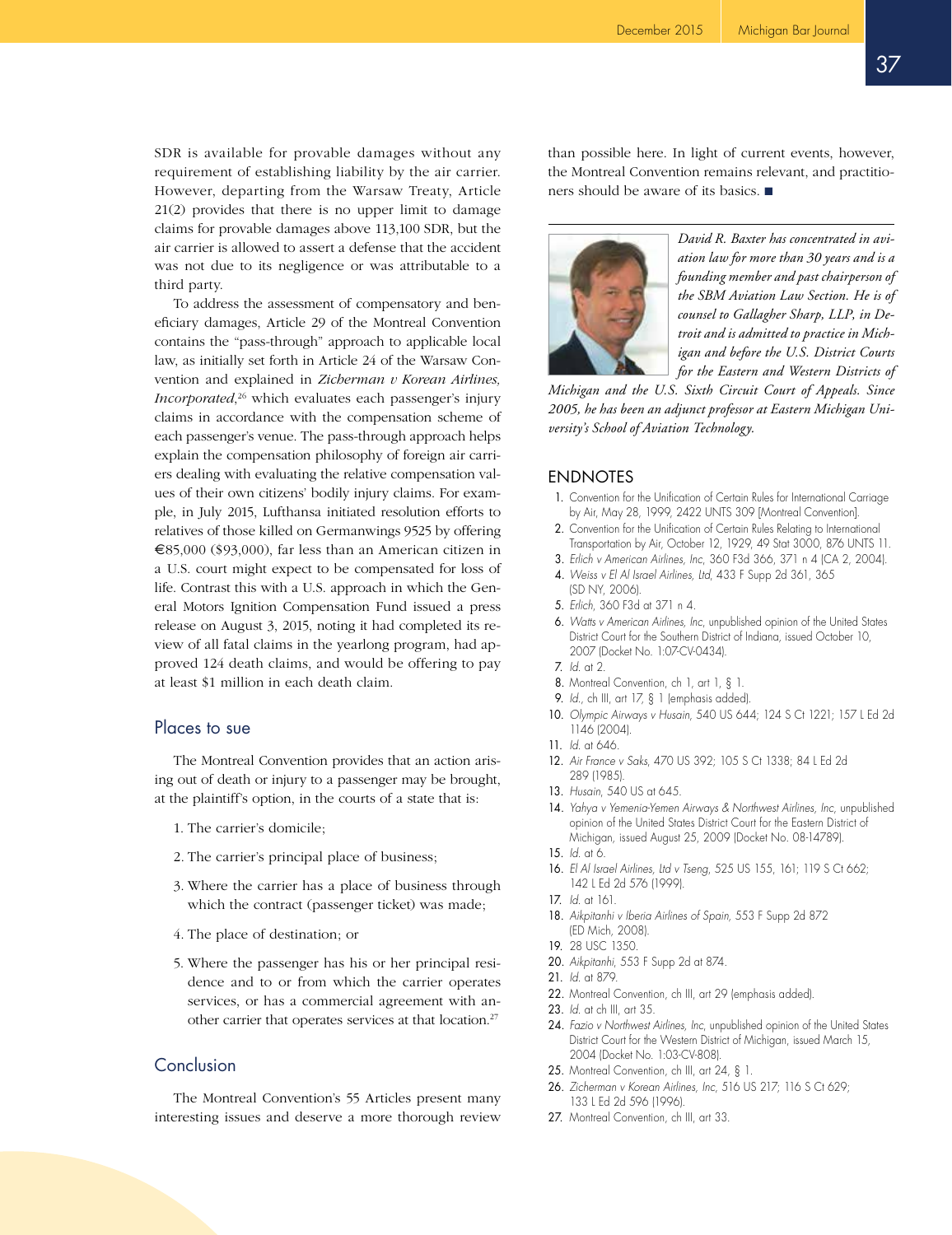SDR is available for provable damages without any requirement of establishing liability by the air carrier. However, departing from the Warsaw Treaty, Article 21(2) provides that there is no upper limit to damage claims for provable damages above 113,100 SDR, but the air carrier is allowed to assert a defense that the accident was not due to its negligence or was attributable to a third party.

To address the assessment of compensatory and beneficiary damages, Article 29 of the Montreal Convention contains the "pass-through" approach to applicable local law, as initially set forth in Article 24 of the Warsaw Convention and explained in *Zicherman v Korean Airlines, Incorporated*,[26] which evaluates each passenger's injury claims in accordance with the compensation scheme of each passenger's venue. The pass-through approach helps explain the compensation philosophy of foreign air carriers dealing with evaluating the relative compensation values of their own citizens' bodily injury claims. For example, in July 2015, Lufthansa initiated resolution efforts to relatives of those killed on Germanwings 9525 by offering €85,000 ($93,000), far less than an American citizen in a U.S. court might expect to be compensated for loss of life. Contrast this with a U.S. approach in which the General Motors Ignition Compensation Fund issued a press release on August 3, 2015, noting it had completed its review of all fatal claims in the yearlong program, had approved 124 death claims, and would be offering to pay at least $1 million in each death claim.

## Places to sue

The Montreal Convention provides that an action arising out of death or injury to a passenger may be brought, at the plaintiff's option, in the courts of a state that is:

1. The carrier's domicile;
2. The carrier's principal place of business;
3. Where the carrier has a place of business through which the contract (passenger ticket) was made;
4. The place of destination; or
5. Where the passenger has his or her principal residence and to or from which the carrier operates services, or has a commercial agreement with another carrier that operates services at that location.[27]

## Conclusion

The Montreal Convention's 55 Articles present many interesting issues and deserve a more thorough review than possible here. In light of current events, however, the Montreal Convention remains relevant, and practitioners should be aware of its basics. ■

*David R. Baxter has concentrated in aviation law for more than 30 years and is a founding member and past chairperson of the SBM Aviation Law Section. He is of counsel to Gallagher Sharp, LLP, in Detroit and is admitted to practice in Michigan and before the U.S. District Courts for the Eastern and Western Districts of Michigan and the U.S. Sixth Circuit Court of Appeals. Since 2005, he has been an adjunct professor at Eastern Michigan University's School of Aviation Technology.*

## ENDNOTES

1. Convention for the Unification of Certain Rules for International Carriage by Air, May 28, 1999, 2422 UNTS 309 (Montreal Convention).
2. Convention for the Unification of Certain Rules Relating to International Transportation by Air, October 12, 1929, 49 Stat 3000, 876 UNTS 11.
3. *Erlich v American Airlines, Inc*, 360 F3d 366, 371 n 4 (CA 2, 2004).
4. *Weiss v El Al Israel Airlines, Ltd*, 433 F Supp 2d 361, 365 (SD NY, 2006).
5. *Erlich*, 360 F3d at 371 n 4.
6. *Watts v American Airlines, Inc*, unpublished opinion of the United States District Court for the Southern District of Indiana, issued October 10, 2007 (Docket No. 1:07-CV-0434).
7. *Id.* at 2.
8. Montreal Convention, ch 1, art 1, § 1.
9. *Id.*, ch III, art 17, § 1 (emphasis added).
10. *Olympic Airways v Husain*, 540 US 644; 124 S Ct 1221; 157 L Ed 2d 1146 (2004).
11. *Id.* at 646.
12. *Air France v Saks*, 470 US 392; 105 S Ct 1338; 84 L Ed 2d 289 (1985).
13. *Husain*, 540 US at 645.
14. *Yahya v Yemenia-Yemen Airways & Northwest Airlines, Inc*, unpublished opinion of the United States District Court for the Eastern District of Michigan, issued August 25, 2009 (Docket No. 08-14789).
15. *Id.* at 6.
16. *El Al Israel Airlines, Ltd v Tseng*, 525 US 155, 161; 119 S Ct 662; 142 L Ed 2d 576 (1999).
17. *Id.* at 161.
18. *Aikpitanhi v Iberia Airlines of Spain*, 553 F Supp 2d 872 (ED Mich, 2008).
19. 28 USC 1350.
20. *Aikpitanhi*, 553 F Supp 2d at 874.
21. *Id.* at 879.
22. Montreal Convention, ch III, art 29 (emphasis added).
23. *Id.* at ch III, art 35.
24. *Fazio v Northwest Airlines, Inc*, unpublished opinion of the United States District Court for the Western District of Michigan, issued March 15, 2004 (Docket No. 1:03-CV-808).
25. Montreal Convention, ch III, art 24, § 1.
26. *Zicherman v Korean Airlines, Inc*, 516 US 217; 116 S Ct 629; 133 L Ed 2d 596 (1996).
27. Montreal Convention, ch III, art 33.